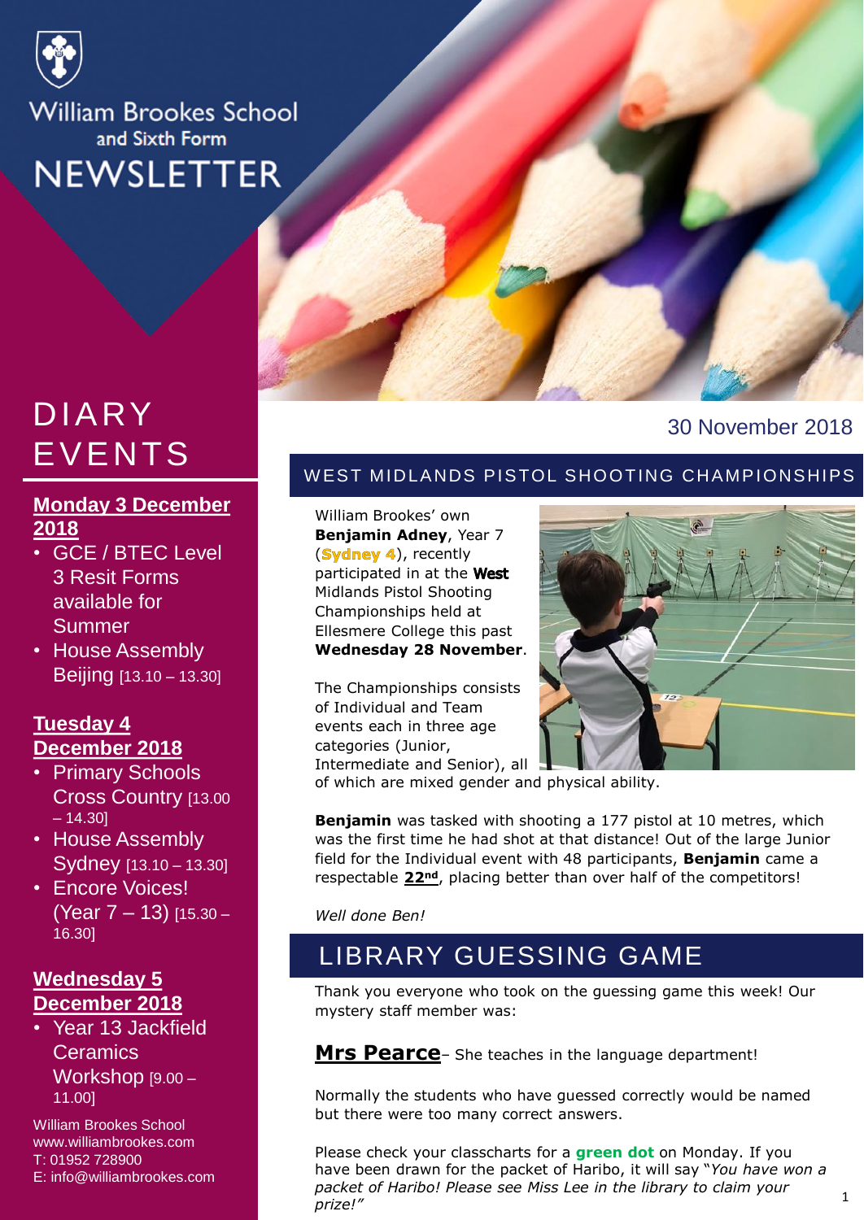William Brookes School and Sixth Form

# NEWSLETTER

30 November 2018

## DIARY EVENTS

**Monday 3 December 2018**

- GCE / BTEC Level 3 Resit Forms available for Summer
- House Assembly Beijing [13.10 – 13.30]

**Tuesday 4 December 2018**

- Primary Schools Cross Country [13.00 – 14.30]
- House Assembly Sydney [13.10 – 13.30]
- Encore Voices! (Year 7 – 13) [15.30 – 16.30]

**Wednesday 5 December 2018**

- Year 13 Jackfield Ceramics Workshop [9.00 – 11.00]

William Brookes School
www.williambrookes.com
T: 01952 728900
E: info@williambrookes.com

## WEST MIDLANDS PISTOL SHOOTING CHAMPIONSHIPS

William Brookes' own **Benjamin Adney**, Year 7 (**Sydney 4**), recently participated in at the **West** Midlands Pistol Shooting Championships held at Ellesmere College this past **Wednesday 28 November**.

The Championships consists of Individual and Team events each in three age categories (Junior, Intermediate and Senior), all of which are mixed gender and physical ability.

**Benjamin** was tasked with shooting a 177 pistol at 10 metres, which was the first time he had shot at that distance! Out of the large Junior field for the Individual event with 48 participants, **Benjamin** came a respectable **22nd**, placing better than over half of the competitors!

*Well done Ben!*

## LIBRARY GUESSING GAME

Thank you everyone who took on the guessing game this week! Our mystery staff member was:

**Mrs Pearce**– She teaches in the language department!

Normally the students who have guessed correctly would be named but there were too many correct answers.

Please check your classcharts for a **green dot** on Monday. If you have been drawn for the packet of Haribo, it will say "*You have won a packet of Haribo! Please see Miss Lee in the library to claim your prize!"*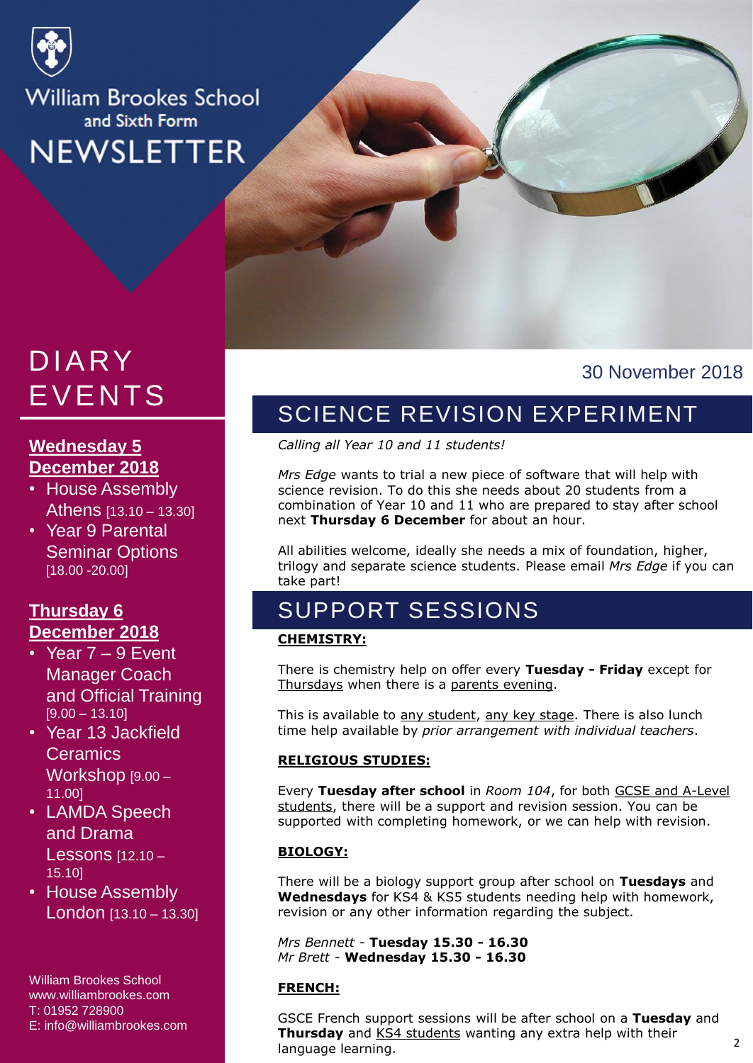# William Brookes School and Sixth Form NEWSLETTER

30 November 2018

## SCIENCE REVISION EXPERIMENT

*Calling all Year 10 and 11 students!*

*Mrs Edge* wants to trial a new piece of software that will help with science revision. To do this she needs about 20 students from a combination of Year 10 and 11 who are prepared to stay after school next **Thursday 6 December** for about an hour.

All abilities welcome, ideally she needs a mix of foundation, higher, trilogy and separate science students. Please email *Mrs Edge* if you can take part!

## SUPPORT SESSIONS

**CHEMISTRY:**

There is chemistry help on offer every **Tuesday - Friday** except for Thursdays when there is a parents evening.

This is available to any student, any key stage. There is also lunch time help available by *prior arrangement with individual teachers*.

**RELIGIOUS STUDIES:**

Every **Tuesday after school** in *Room 104*, for both GCSE and A-Level students, there will be a support and revision session. You can be supported with completing homework, or we can help with revision.

**BIOLOGY:**

There will be a biology support group after school on **Tuesdays** and **Wednesdays** for KS4 & KS5 students needing help with homework, revision or any other information regarding the subject.

*Mrs Bennett* - **Tuesday 15.30 - 16.30**
*Mr Brett* - **Wednesday 15.30 - 16.30**

**FRENCH:**

GSCE French support sessions will be after school on a **Tuesday** and **Thursday** and KS4 students wanting any extra help with their language learning.

## DIARY EVENTS

**Wednesday 5 December 2018**

- House Assembly Athens [13.10 – 13.30]
- Year 9 Parental Seminar Options [18.00 -20.00]

**Thursday 6 December 2018**

- Year 7 – 9 Event Manager Coach and Official Training [9.00 – 13.10]
- Year 13 Jackfield Ceramics Workshop [9.00 – 11.00]
- LAMDA Speech and Drama Lessons [12.10 – 15.10]
- House Assembly London [13.10 – 13.30]

William Brookes School
www.williambrookes.com
T: 01952 728900
E: info@williambrookes.com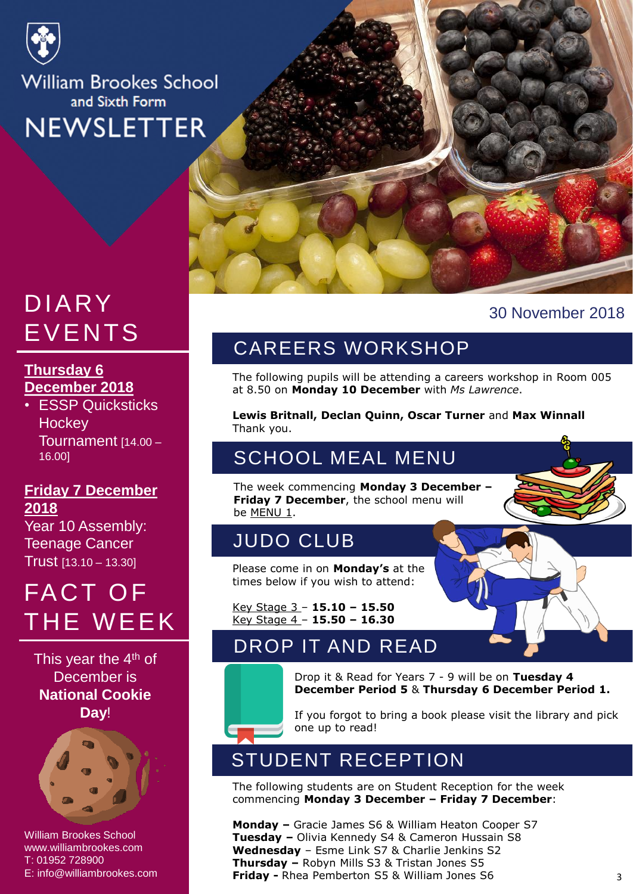William Brookes School and Sixth Form

# NEWSLETTER

30 November 2018

## DIARY EVENTS

**Thursday 6 December 2018**

- ESSP Quicksticks Hockey Tournament [14.00 – 16.00]

**Friday 7 December 2018**

Year 10 Assembly: Teenage Cancer Trust [13.10 – 13.30]

## FACT OF THE WEEK

This year the 4th of December is **National Cookie Day**!

William Brookes School
www.williambrookes.com
T: 01952 728900
E: info@williambrookes.com

## CAREERS WORKSHOP

The following pupils will be attending a careers workshop in Room 005 at 8.50 on **Monday 10 December** with *Ms Lawrence*.

**Lewis Britnall, Declan Quinn, Oscar Turner** and **Max Winnall**
Thank you.

## SCHOOL MEAL MENU

The week commencing **Monday 3 December – Friday 7 December**, the school menu will be MENU 1.

## JUDO CLUB

Please come in on **Monday's** at the times below if you wish to attend:

Key Stage 3 – **15.10 – 15.50**
Key Stage 4 – **15.50 – 16.30**

## DROP IT AND READ

Drop it & Read for Years 7 - 9 will be on **Tuesday 4 December Period 5** & **Thursday 6 December Period 1.**

If you forgot to bring a book please visit the library and pick one up to read!

## STUDENT RECEPTION

The following students are on Student Reception for the week commencing **Monday 3 December – Friday 7 December**:

**Monday –** Gracie James S6 & William Heaton Cooper S7
**Tuesday –** Olivia Kennedy S4 & Cameron Hussain S8
**Wednesday** – Esme Link S7 & Charlie Jenkins S2
**Thursday –** Robyn Mills S3 & Tristan Jones S5
**Friday -** Rhea Pemberton S5 & William Jones S6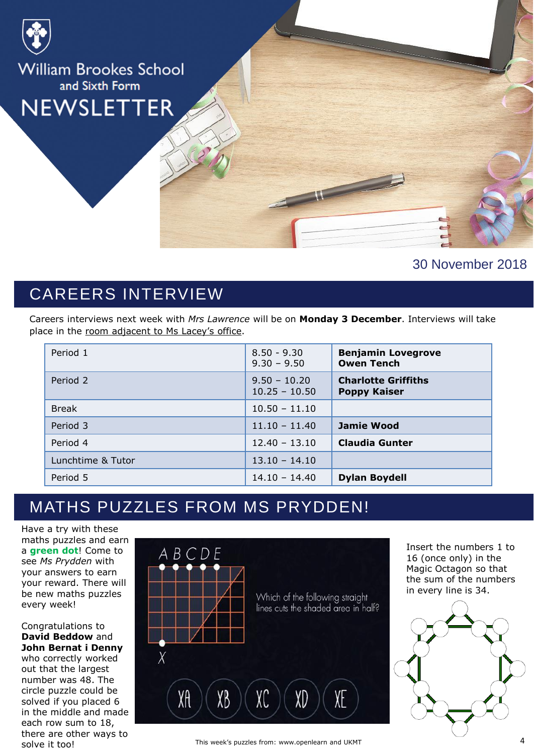William Brookes School and Sixth Form

# NEWSLETTER

30 November 2018

## CAREERS INTERVIEW

Careers interviews next week with *Mrs Lawrence* will be on **Monday 3 December**. Interviews will take place in the room adjacent to Ms Lacey's office.

| Period 1 | 8.50 - 9.30<br>9.30 – 9.50 | **Benjamin Lovegrove**<br>**Owen Tench** |
|---|---|---|
| Period 2 | 9.50 – 10.20<br>10.25 – 10.50 | **Charlotte Griffiths**<br>**Poppy Kaiser** |
| Break | 10.50 – 11.10 | |
| Period 3 | 11.10 – 11.40 | **Jamie Wood** |
| Period 4 | 12.40 – 13.10 | **Claudia Gunter** |
| Lunchtime & Tutor | 13.10 – 14.10 | |
| Period 5 | 14.10 – 14.40 | **Dylan Boydell** |

## MATHS PUZZLES FROM MS PRYDDEN!

Have a try with these maths puzzles and earn a **green dot**! Come to see *Ms Prydden* with your answers to earn your reward. There will be new maths puzzles every week!

Congratulations to **David Beddow** and **John Bernat i Denny** who correctly worked out that the largest number was 48. The circle puzzle could be solved if you placed 6 in the middle and made each row sum to 18, there are other ways to solve it too!

A B C D E

X

Which of the following straight lines cuts the shaded area in half?

XA XB XC XD XE

Insert the numbers 1 to 16 (once only) in the Magic Octagon so that the sum of the numbers in every line is 34.

This week's puzzles from: www.openlearn and UKMT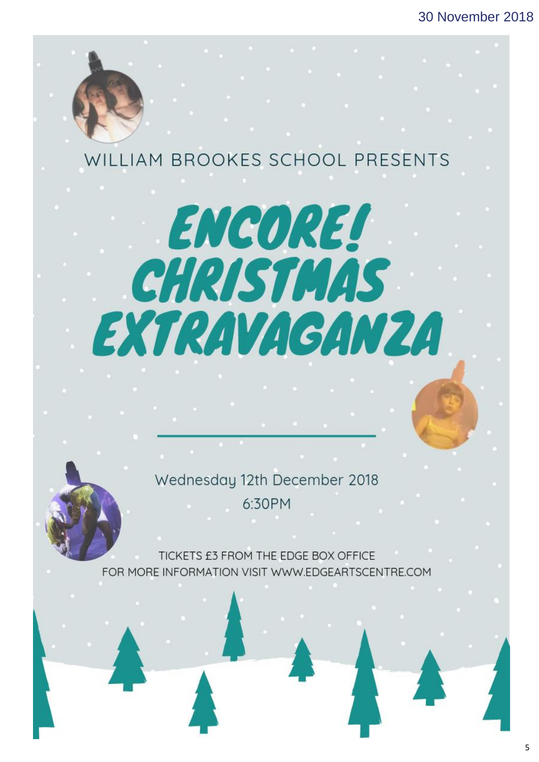WILLIAM BROOKES SCHOOL PRESENTS

# ENCORE! CHRISTMAS EXTRAVAGANZA

Wednesday 12th December 2018

6:30PM

TICKETS £3 FROM THE EDGE BOX OFFICE

FOR MORE INFORMATION VISIT WWW.EDGEARTSCENTRE.COM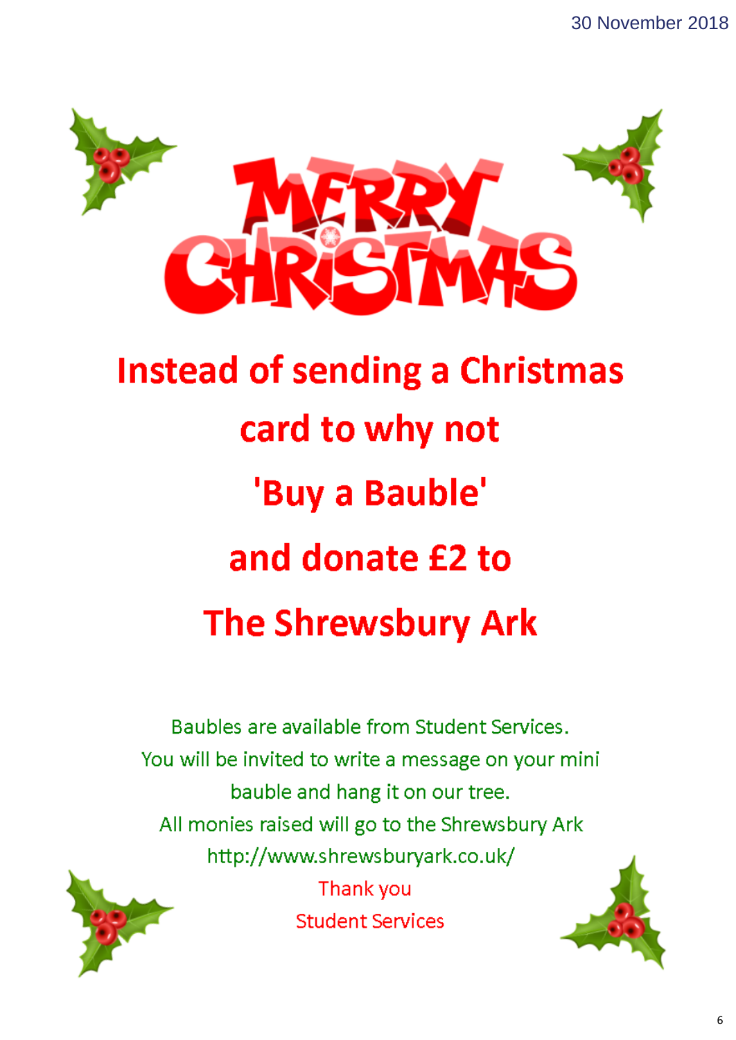# MERRY CHRISTMAS

## Instead of sending a Christmas card to why not 'Buy a Bauble' and donate £2 to The Shrewsbury Ark

Baubles are available from Student Services.
You will be invited to write a message on your mini bauble and hang it on our tree.
All monies raised will go to the Shrewsbury Ark
http://www.shrewsburyark.co.uk/

Thank you
Student Services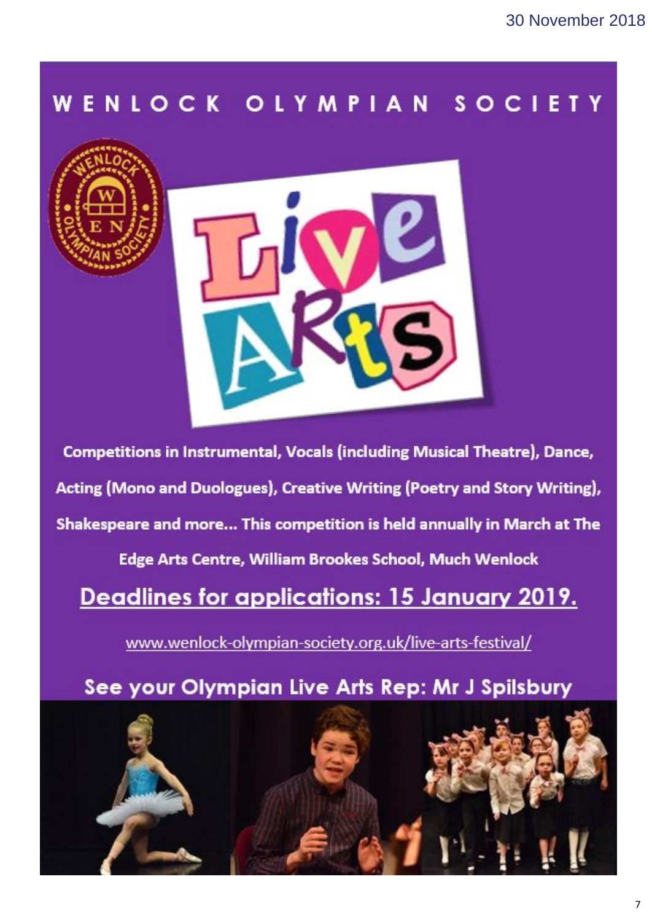# WENLOCK OLYMPIAN SOCIETY

## Live Arts

**Competitions in Instrumental, Vocals (including Musical Theatre), Dance, Acting (Mono and Duologues), Creative Writing (Poetry and Story Writing), Shakespeare and more... This competition is held annually in March at The Edge Arts Centre, William Brookes School, Much Wenlock**

## Deadlines for applications: 15 January 2019.

www.wenlock-olympian-society.org.uk/live-arts-festival/

**See your Olympian Live Arts Rep: Mr J Spilsbury**